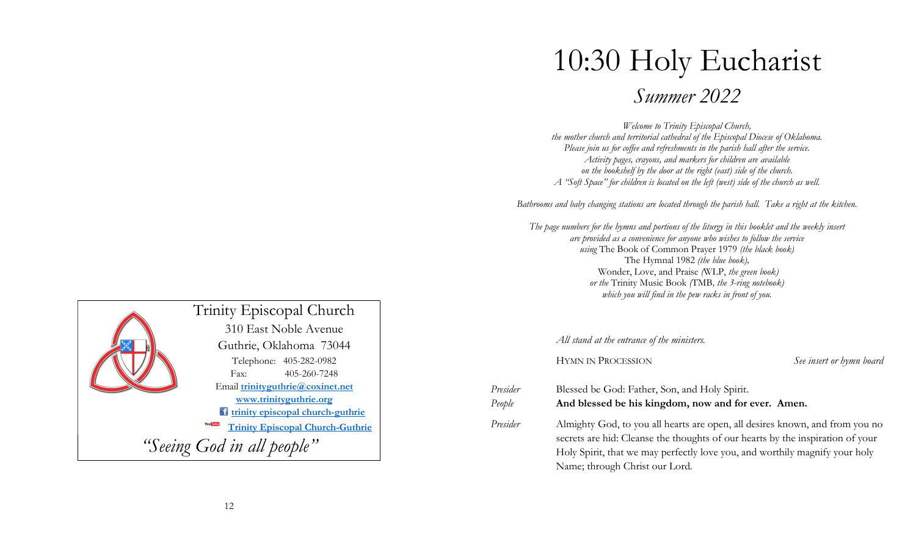Trinity Episcopal Church

310 East Noble Avenue

Guthrie, Oklahoma 73044

Telephone: 405-282-0982

Fax: 405-260-7248

Email **trinityguthrie@coxinet.net**

**www.trinityguthrie.org**

**trinity episcopal church-guthrie**

**Trinity Episcopal Church-Guthrie**

*"Seeing God in all people"*

# 10:30 Holy Eucharist

## *Summer 2022*

*Welcome to Trinity Episcopal Church,*
*the mother church and territorial cathedral of the Episcopal Diocese of Oklahoma.*
*Please join us for coffee and refreshments in the parish hall after the service.*
*Activity pages, crayons, and markers for children are available*
*on the bookshelf by the door at the right (east) side of the church.*
*A "Soft Space" for children is located on the left (west) side of the church as well.*

*Bathrooms and baby changing stations are located through the parish hall. Take a right at the kitchen.*

*The page numbers for the hymns and portions of the liturgy in this booklet and the weekly insert*
*are provided as a convenience for anyone who wishes to follow the service*
*using* The Book of Common Prayer 1979 *(the black book)*
The Hymnal 1982 *(the blue book),*
Wonder, Love, and Praise *(*WLP, *the green book)*
*or the* Trinity Music Book *(*TMB*, the 3-ring notebook)*
*which you will find in the pew racks in front of you.*

*All stand at the entrance of the ministers.*

HYMN IN PROCESSION *See insert or hymn board*

*Presider* Blessed be God: Father, Son, and Holy Spirit.

*People* **And blessed be his kingdom, now and for ever. Amen.**

*Presider* Almighty God, to you all hearts are open, all desires known, and from you no secrets are hid: Cleanse the thoughts of our hearts by the inspiration of your Holy Spirit, that we may perfectly love you, and worthily magnify your holy Name; through Christ our Lord.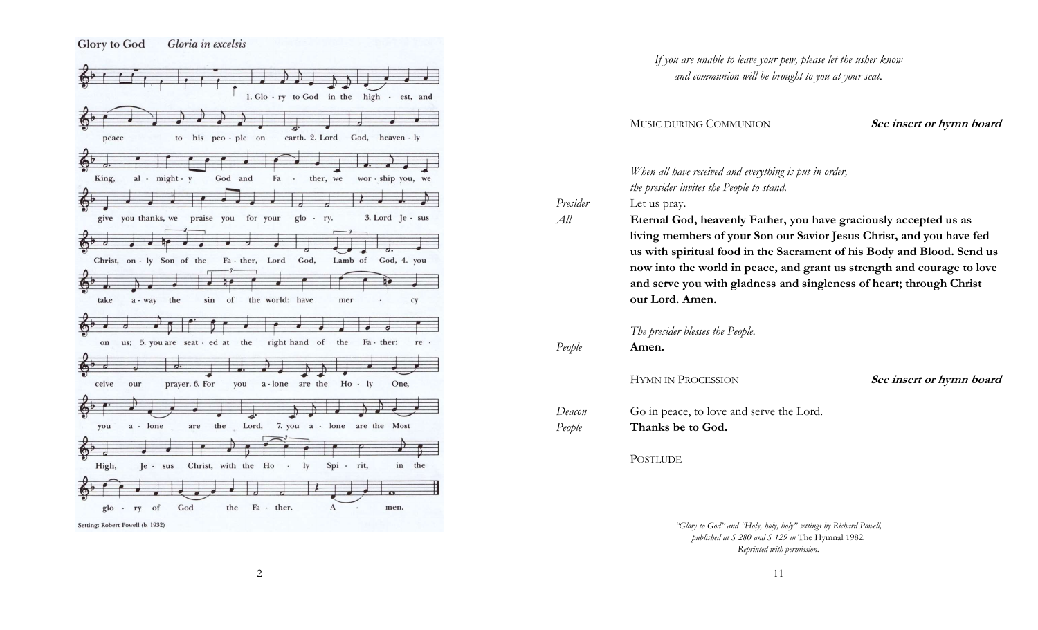**Glory to God** *Gloria in excelsis*

1. Glo - ry to God in the high - est, and
peace to his peo - ple on earth. 2. Lord God, heaven - ly
King, al - might - y God and Fa - ther, we wor - ship you, we
give you thanks, we praise you for your glo - ry. 3. Lord Je - sus
Christ, on - ly Son of the Fa - ther, Lord God, Lamb of God, 4. you
take a - way the sin of the world: have mer - cy
on us; 5. you are seat - ed at the right hand of the Fa - ther: re -
ceive our prayer. 6. For you a - lone are the Ho - ly One,
you a - lone are the Lord, 7. you a - lone are the Most
High, Je - sus Christ, with the Ho - ly Spi - rit, in the
glo - ry of God the Fa - ther. A - men.

Setting: Robert Powell (b. 1932)

*If you are unable to leave your pew, please let the usher know and communion will be brought to you at your seat.*

MUSIC DURING COMMUNION **_See insert or hymn board_**

*When all have received and everything is put in order, the presider invites the People to stand.*

*Presider* Let us pray.

*All* **Eternal God, heavenly Father, you have graciously accepted us as living members of your Son our Savior Jesus Christ, and you have fed us with spiritual food in the Sacrament of his Body and Blood. Send us now into the world in peace, and grant us strength and courage to love and serve you with gladness and singleness of heart; through Christ our Lord. Amen.**

*The presider blesses the People.*

*People* **Amen.**

HYMN IN PROCESSION **_See insert or hymn board_**

*Deacon* Go in peace, to love and serve the Lord.

*People* **Thanks be to God.**

POSTLUDE

*"Glory to God" and "Holy, holy, holy" settings by Richard Powell, published at S 280 and S 129 in* The Hymnal 1982. *Reprinted with permission.*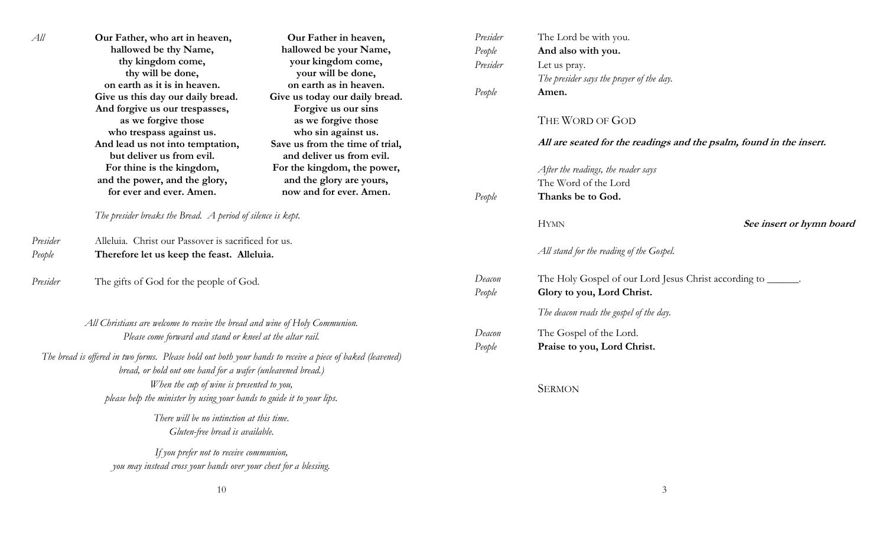*All*

| Our Father, who art in heaven, | Our Father in heaven, |
| --- | --- |
| **hallowed be thy Name,** | **hallowed be your Name,** |
| **thy kingdom come,** | **your kingdom come,** |
| **thy will be done,** | **your will be done,** |
| **on earth as it is in heaven.** | **on earth as in heaven.** |
| **Give us this day our daily bread.** | **Give us today our daily bread.** |
| **And forgive us our trespasses,** | **Forgive us our sins** |
| **as we forgive those** | **as we forgive those** |
| **who trespass against us.** | **who sin against us.** |
| **And lead us not into temptation,** | **Save us from the time of trial,** |
| **but deliver us from evil.** | **and deliver us from evil.** |
| **For thine is the kingdom,** | **For the kingdom, the power,** |
| **and the power, and the glory,** | **and the glory are yours,** |
| **for ever and ever. Amen.** | **now and for ever. Amen.** |

*The presider breaks the Bread. A period of silence is kept.*

*Presider* Alleluia. Christ our Passover is sacrificed for us.
*People* **Therefore let us keep the feast. Alleluia.**

*Presider* The gifts of God for the people of God.

*All Christians are welcome to receive the bread and wine of Holy Communion. Please come forward and stand or kneel at the altar rail.*

*The bread is offered in two forms. Please hold out both your hands to receive a piece of baked (leavened) bread, or hold out one hand for a wafer (unleavened bread.) When the cup of wine is presented to you, please help the minister by using your hands to guide it to your lips.*

*There will be no intinction at this time. Gluten-free bread is available.*

*If you prefer not to receive communion, you may instead cross your hands over your chest for a blessing.*

*Presider* The Lord be with you.
*People* **And also with you.**
*Presider* Let us pray.
*The presider says the prayer of the day.*
*People* **Amen.**

## The Word of God

***All are seated for the readings and the psalm, found in the insert.***

*After the readings, the reader says*
The Word of the Lord
*People* **Thanks be to God.**

Hymn ***See insert or hymn board***

*All stand for the reading of the Gospel.*

*Deacon* The Holy Gospel of our Lord Jesus Christ according to ______.
*People* **Glory to you, Lord Christ.**

*The deacon reads the gospel of the day.*

*Deacon* The Gospel of the Lord.
*People* **Praise to you, Lord Christ.**

## Sermon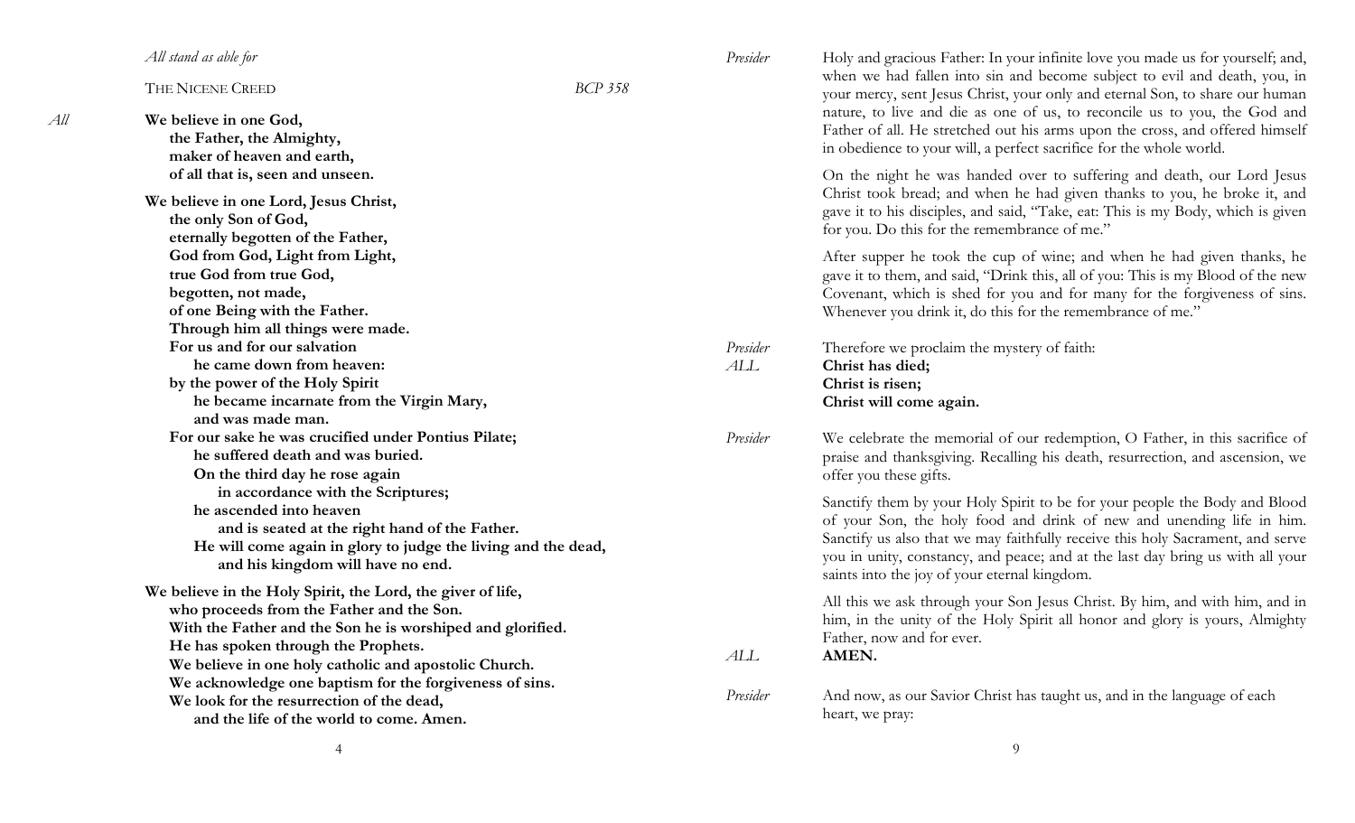*All stand as able for*

THE NICENE CREED *BCP 358*

*All* **We believe in one God,**
**the Father, the Almighty,**
**maker of heaven and earth,**
**of all that is, seen and unseen.**

**We believe in one Lord, Jesus Christ,**
**the only Son of God,**
**eternally begotten of the Father,**
**God from God, Light from Light,**
**true God from true God,**
**begotten, not made,**
**of one Being with the Father.**
**Through him all things were made.**
**For us and for our salvation**
**he came down from heaven:**
**by the power of the Holy Spirit**
**he became incarnate from the Virgin Mary,**
**and was made man.**
**For our sake he was crucified under Pontius Pilate;**
**he suffered death and was buried.**
**On the third day he rose again**
**in accordance with the Scriptures;**
**he ascended into heaven**
**and is seated at the right hand of the Father.**
**He will come again in glory to judge the living and the dead,**
**and his kingdom will have no end.**

**We believe in the Holy Spirit, the Lord, the giver of life,**
**who proceeds from the Father and the Son.**
**With the Father and the Son he is worshiped and glorified.**
**He has spoken through the Prophets.**
**We believe in one holy catholic and apostolic Church.**
**We acknowledge one baptism for the forgiveness of sins.**
**We look for the resurrection of the dead,**
**and the life of the world to come. Amen.**

*Presider* Holy and gracious Father: In your infinite love you made us for yourself; and, when we had fallen into sin and become subject to evil and death, you, in your mercy, sent Jesus Christ, your only and eternal Son, to share our human nature, to live and die as one of us, to reconcile us to you, the God and Father of all. He stretched out his arms upon the cross, and offered himself in obedience to your will, a perfect sacrifice for the whole world.

On the night he was handed over to suffering and death, our Lord Jesus Christ took bread; and when he had given thanks to you, he broke it, and gave it to his disciples, and said, "Take, eat: This is my Body, which is given for you. Do this for the remembrance of me."

After supper he took the cup of wine; and when he had given thanks, he gave it to them, and said, "Drink this, all of you: This is my Blood of the new Covenant, which is shed for you and for many for the forgiveness of sins. Whenever you drink it, do this for the remembrance of me."

*Presider* Therefore we proclaim the mystery of faith:

*ALL* **Christ has died;**
**Christ is risen;**
**Christ will come again.**

*Presider* We celebrate the memorial of our redemption, O Father, in this sacrifice of praise and thanksgiving. Recalling his death, resurrection, and ascension, we offer you these gifts.

Sanctify them by your Holy Spirit to be for your people the Body and Blood of your Son, the holy food and drink of new and unending life in him. Sanctify us also that we may faithfully receive this holy Sacrament, and serve you in unity, constancy, and peace; and at the last day bring us with all your saints into the joy of your eternal kingdom.

All this we ask through your Son Jesus Christ. By him, and with him, and in him, in the unity of the Holy Spirit all honor and glory is yours, Almighty Father, now and for ever.

*ALL* **AMEN.**

*Presider* And now, as our Savior Christ has taught us, and in the language of each heart, we pray: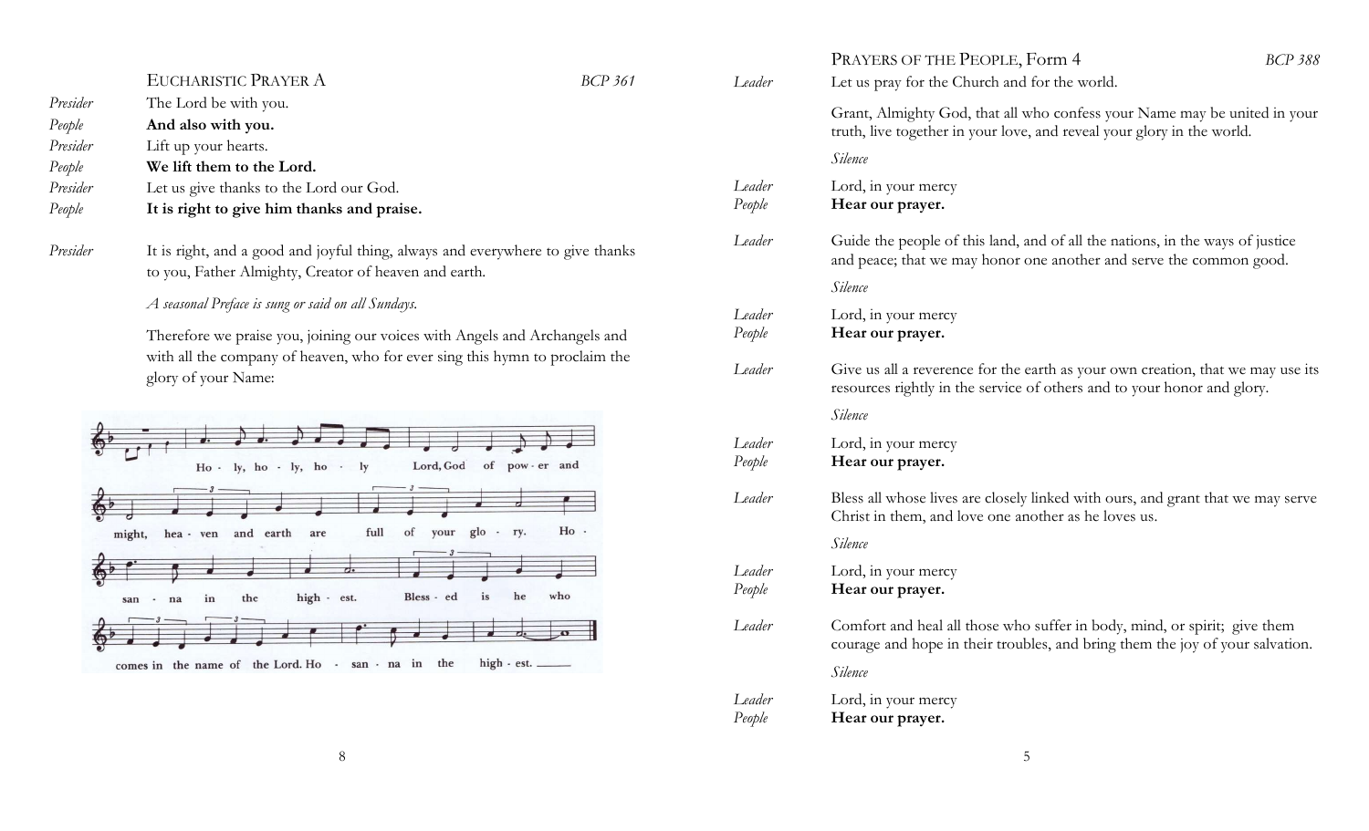## EUCHARISTIC PRAYER A

*BCP 361*

| | |
|---|---|
| *Presider* | The Lord be with you. |
| *People* | **And also with you.** |
| *Presider* | Lift up your hearts. |
| *People* | **We lift them to the Lord.** |
| *Presider* | Let us give thanks to the Lord our God. |
| *People* | **It is right to give him thanks and praise.** |

*Presider* It is right, and a good and joyful thing, always and everywhere to give thanks to you, Father Almighty, Creator of heaven and earth.

*A seasonal Preface is sung or said on all Sundays.*

Therefore we praise you, joining our voices with Angels and Archangels and with all the company of heaven, who for ever sing this hymn to proclaim the glory of your Name:

Holy, holy, holy Lord, God of power and might, heaven and earth are full of your glory. Hosanna in the highest. Blessed is he who comes in the name of the Lord. Hosanna in the highest.

## PRAYERS OF THE PEOPLE, Form 4

*BCP 388*

*Leader* Let us pray for the Church and for the world.

Grant, Almighty God, that all who confess your Name may be united in your truth, live together in your love, and reveal your glory in the world.

*Silence*

*Leader* Lord, in your mercy
*People* **Hear our prayer.**

*Leader* Guide the people of this land, and of all the nations, in the ways of justice and peace; that we may honor one another and serve the common good.

*Silence*

*Leader* Lord, in your mercy
*People* **Hear our prayer.**

*Leader* Give us all a reverence for the earth as your own creation, that we may use its resources rightly in the service of others and to your honor and glory.

*Silence*

*Leader* Lord, in your mercy
*People* **Hear our prayer.**

*Leader* Bless all whose lives are closely linked with ours, and grant that we may serve Christ in them, and love one another as he loves us.

*Silence*

*Leader* Lord, in your mercy
*People* **Hear our prayer.**

*Leader* Comfort and heal all those who suffer in body, mind, or spirit; give them courage and hope in their troubles, and bring them the joy of your salvation.

*Silence*

*Leader* Lord, in your mercy
*People* **Hear our prayer.**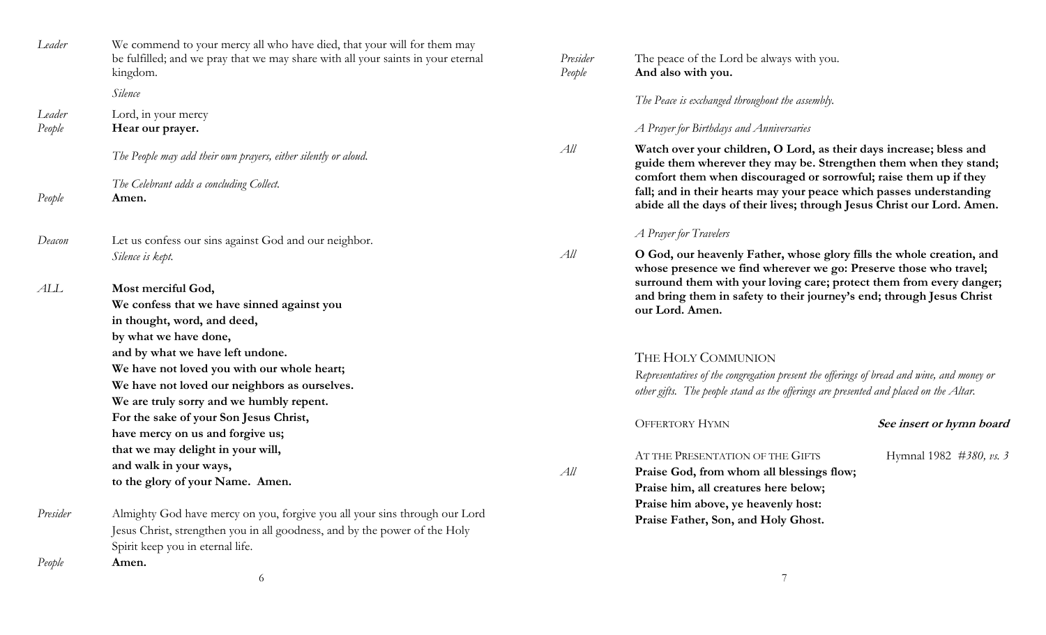*Leader* We commend to your mercy all who have died, that your will for them may be fulfilled; and we pray that we may share with all your saints in your eternal kingdom.

*Silence*

*Leader* Lord, in your mercy
*People* **Hear our prayer.**

*The People may add their own prayers, either silently or aloud.*

*The Celebrant adds a concluding Collect.*

*People* **Amen.**

*Deacon* Let us confess our sins against God and our neighbor.
*Silence is kept.*

*ALL* **Most merciful God,**
**We confess that we have sinned against you**
**in thought, word, and deed,**
**by what we have done,**
**and by what we have left undone.**
**We have not loved you with our whole heart;**
**We have not loved our neighbors as ourselves.**
**We are truly sorry and we humbly repent.**
**For the sake of your Son Jesus Christ,**
**have mercy on us and forgive us;**
**that we may delight in your will,**
**and walk in your ways,**
**to the glory of your Name. Amen.**

*Presider* Almighty God have mercy on you, forgive you all your sins through our Lord Jesus Christ, strengthen you in all goodness, and by the power of the Holy Spirit keep you in eternal life.

*People* **Amen.**

*Presider* The peace of the Lord be always with you.
*People* **And also with you.**

*The Peace is exchanged throughout the assembly.*

*A Prayer for Birthdays and Anniversaries*

*All* **Watch over your children, O Lord, as their days increase; bless and guide them wherever they may be. Strengthen them when they stand; comfort them when discouraged or sorrowful; raise them up if they fall; and in their hearts may your peace which passes understanding abide all the days of their lives; through Jesus Christ our Lord. Amen.**

*A Prayer for Travelers*

*All* **O God, our heavenly Father, whose glory fills the whole creation, and whose presence we find wherever we go: Preserve those who travel; surround them with your loving care; protect them from every danger; and bring them in safety to their journey's end; through Jesus Christ our Lord. Amen.**

## THE HOLY COMMUNION

*Representatives of the congregation present the offerings of bread and wine, and money or other gifts. The people stand as the offerings are presented and placed on the Altar.*

OFFERTORY HYMN — ***See insert or hymn board***

AT THE PRESENTATION OF THE GIFTS — Hymnal 1982 *#380, vs. 3*

*All* **Praise God, from whom all blessings flow;**
**Praise him, all creatures here below;**
**Praise him above, ye heavenly host:**
**Praise Father, Son, and Holy Ghost.**